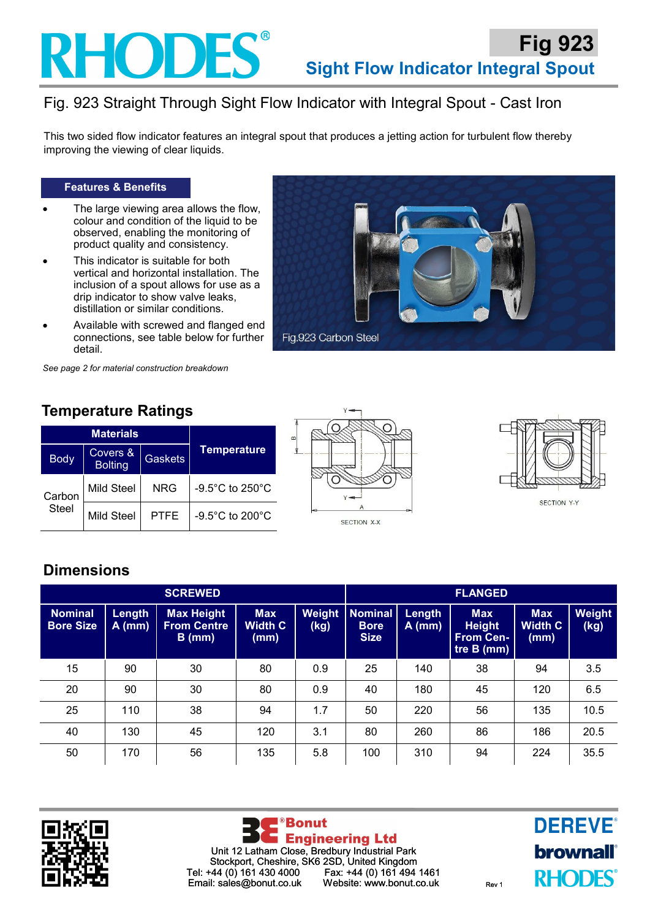# Fig 923

## Sight Flow Indicator Integral Spout

## Fig. 923 Straight Through Sight Flow Indicator with Integral Spout - Cast Iron

This two sided flow indicator features an integral spout that produces a jetting action for turbulent flow thereby improving the viewing of clear liquids.

### Features & Benefits

- The large viewing area allows the flow, colour and condition of the liquid to be observed, enabling the monitoring of product quality and consistency.
- This indicator is suitable for both vertical and horizontal installation. The inclusion of a spout allows for use as a drip indicator to show valve leaks, distillation or similar conditions.
- Available with screwed and flanged end connections, see table below for further detail.

*See page 2 for material construction breakdown*

Fig.923 Carbon Steel

## Temperature Ratings

| Materials | | | Temperature |
|---|---|---|---|
| Body | Covers & Bolting | Gaskets | |
| Carbon Steel | Mild Steel | NRG | -9.5°C to 250°C |
| | Mild Steel | PTFE | -9.5°C to 200°C |

SECTION X-X

SECTION Y-Y

## Dimensions

| SCREWED | | | | | FLANGED | | | | |
|---|---|---|---|---|---|---|---|---|---|
| Nominal Bore Size | Length A (mm) | Max Height From Centre B (mm) | Max Width C (mm) | Weight (kg) | Nominal Bore Size | Length A (mm) | Max Height From Centre B (mm) | Max Width C (mm) | Weight (kg) |
| 15 | 90 | 30 | 80 | 0.9 | 25 | 140 | 38 | 94 | 3.5 |
| 20 | 90 | 30 | 80 | 0.9 | 40 | 180 | 45 | 120 | 6.5 |
| 25 | 110 | 38 | 94 | 1.7 | 50 | 220 | 56 | 135 | 10.5 |
| 40 | 130 | 45 | 120 | 3.1 | 80 | 260 | 86 | 186 | 20.5 |
| 50 | 170 | 56 | 135 | 5.8 | 100 | 310 | 94 | 224 | 35.5 |

Bonut Engineering Ltd
Unit 12 Latham Close, Bredbury Industrial Park
Stockport, Cheshire, SK6 2SD, United Kingdom
Tel: +44 (0) 161 430 4000 Fax: +44 (0) 161 494 1461
Email: sales@bonut.co.uk Website: www.bonut.co.uk

Rev 1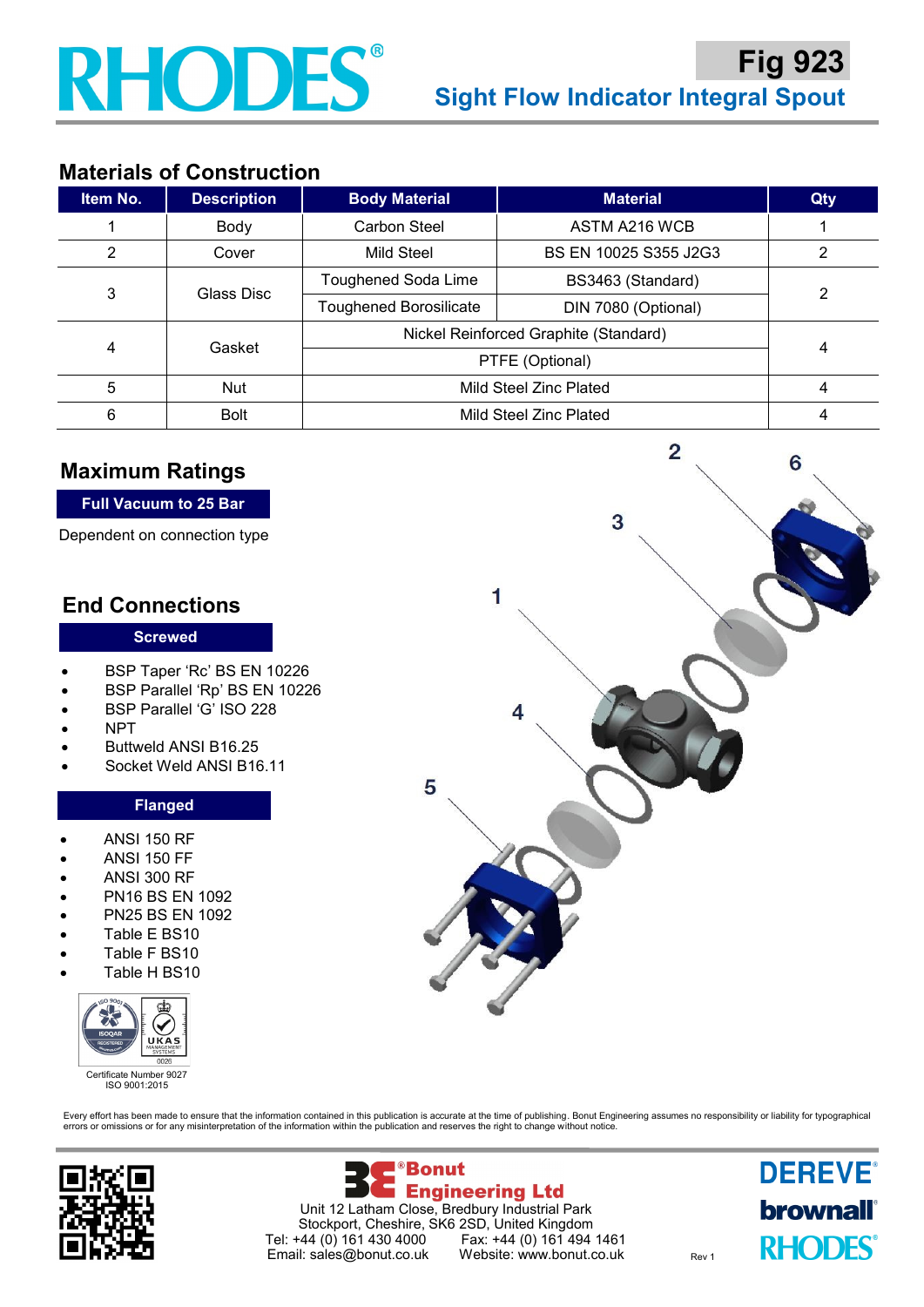# RHODES®

## Fig 923

## Sight Flow Indicator Integral Spout

## Materials of Construction

| Item No. | Description | Body Material | Material | Qty |
|---|---|---|---|---|
| 1 | Body | Carbon Steel | ASTM A216 WCB | 1 |
| 2 | Cover | Mild Steel | BS EN 10025 S355 J2G3 | 2 |
| 3 | Glass Disc | Toughened Soda Lime | BS3463 (Standard) | 2 |
| | | Toughened Borosilicate | DIN 7080 (Optional) | |
| 4 | Gasket | Nickel Reinforced Graphite (Standard) | | 4 |
| | | PTFE (Optional) | | |
| 5 | Nut | Mild Steel Zinc Plated | | 4 |
| 6 | Bolt | Mild Steel Zinc Plated | | 4 |

## Maximum Ratings

**Full Vacuum to 25 Bar**

Dependent on connection type

## End Connections

**Screwed**

- BSP Taper 'Rc' BS EN 10226
- BSP Parallel 'Rp' BS EN 10226
- BSP Parallel 'G' ISO 228
- NPT
- Buttweld ANSI B16.25
- Socket Weld ANSI B16.11

**Flanged**

- ANSI 150 RF
- ANSI 150 FF
- ANSI 300 RF
- PN16 BS EN 1092
- PN25 BS EN 1092
- Table E BS10
- Table F BS10
- Table H BS10

2
6
3
1
4
5

Certificate Number 9027
ISO 9001:2015

Every effort has been made to ensure that the information contained in this publication is accurate at the time of publishing. Bonut Engineering assumes no responsibility or liability for typographical errors or omissions or for any misinterpretation of the information within the publication and reserves the right to change without notice.

®Bonut Engineering Ltd
Unit 12 Latham Close, Bredbury Industrial Park
Stockport, Cheshire, SK6 2SD, United Kingdom
Tel: +44 (0) 161 430 4000 Fax: +44 (0) 161 494 1461
Email: sales@bonut.co.uk Website: www.bonut.co.uk

Rev 1

DEREVE® brownall® RHODES®